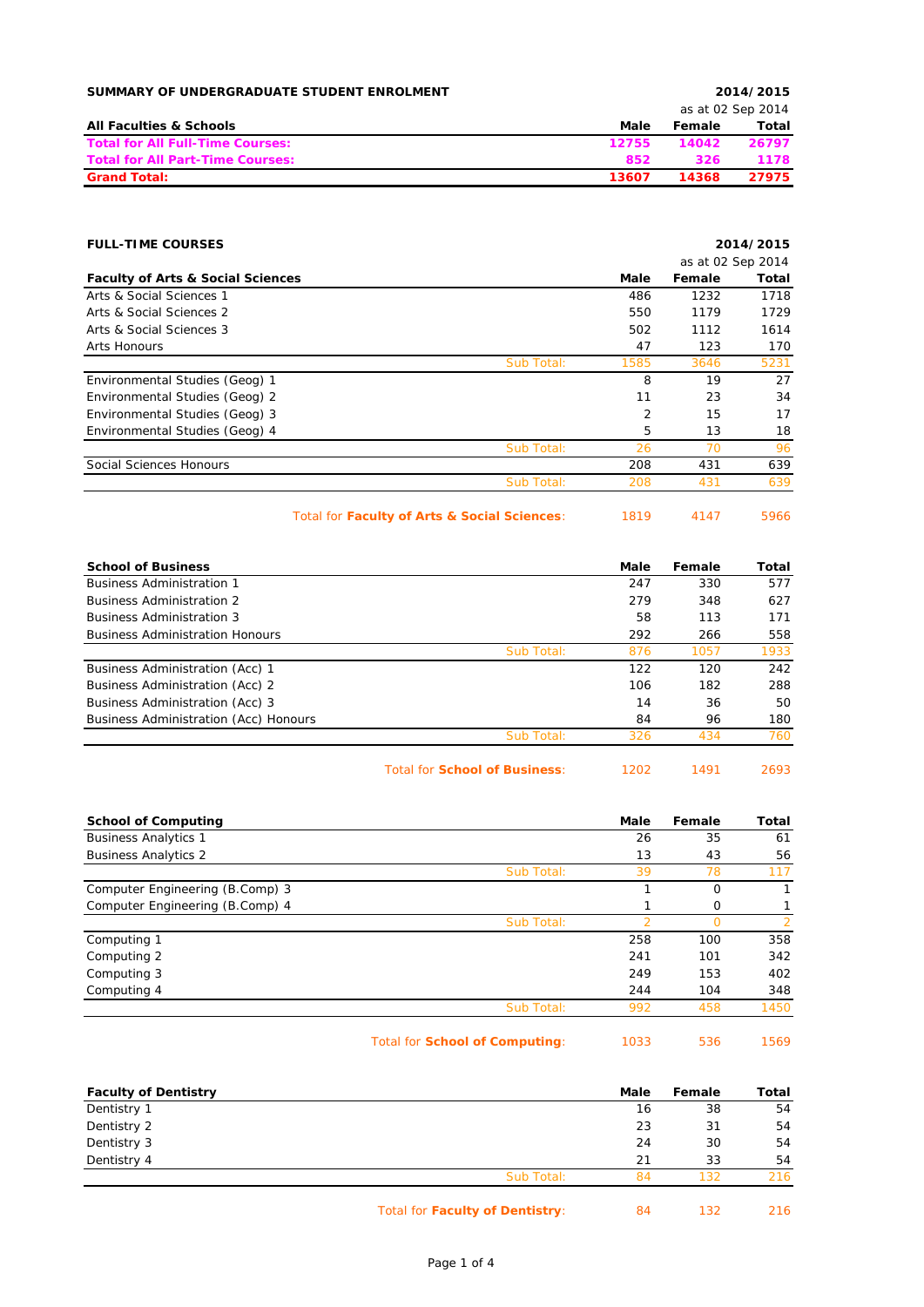## SUMMARY OF UNDERGRADUATE STUDENT ENROLMENT

2014/2015

as at 02 Sep 2014

| All Faculties & Schools | Male | Female | Total |
|---|---|---|---|
| **Total for All Full-Time Courses:** | **12755** | **14042** | **26797** |
| **Total for All Part-Time Courses:** | **852** | **326** | **1178** |
| **Grand Total:** | **13607** | **14368** | **27975** |

## FULL-TIME COURSES

2014/2015

as at 02 Sep 2014

| Faculty of Arts & Social Sciences | | Male | Female | Total |
|---|---|---|---|---|
| Arts & Social Sciences 1 | | 486 | 1232 | 1718 |
| Arts & Social Sciences 2 | | 550 | 1179 | 1729 |
| Arts & Social Sciences 3 | | 502 | 1112 | 1614 |
| Arts Honours | | 47 | 123 | 170 |
| | Sub Total: | 1585 | 3646 | 5231 |
| Environmental Studies (Geog) 1 | | 8 | 19 | 27 |
| Environmental Studies (Geog) 2 | | 11 | 23 | 34 |
| Environmental Studies (Geog) 3 | | 2 | 15 | 17 |
| Environmental Studies (Geog) 4 | | 5 | 13 | 18 |
| | Sub Total: | 26 | 70 | 96 |
| Social Sciences Honours | | 208 | 431 | 639 |
| | Sub Total: | 208 | 431 | 639 |
| | Total for **Faculty of Arts & Social Sciences**: | 1819 | 4147 | 5966 |

| School of Business | | Male | Female | Total |
|---|---|---|---|---|
| Business Administration 1 | | 247 | 330 | 577 |
| Business Administration 2 | | 279 | 348 | 627 |
| Business Administration 3 | | 58 | 113 | 171 |
| Business Administration Honours | | 292 | 266 | 558 |
| | Sub Total: | 876 | 1057 | 1933 |
| Business Administration (Acc) 1 | | 122 | 120 | 242 |
| Business Administration (Acc) 2 | | 106 | 182 | 288 |
| Business Administration (Acc) 3 | | 14 | 36 | 50 |
| Business Administration (Acc) Honours | | 84 | 96 | 180 |
| | Sub Total: | 326 | 434 | 760 |
| | Total for **School of Business**: | 1202 | 1491 | 2693 |

| School of Computing | | Male | Female | Total |
|---|---|---|---|---|
| Business Analytics 1 | | 26 | 35 | 61 |
| Business Analytics 2 | | 13 | 43 | 56 |
| | Sub Total: | 39 | 78 | 117 |
| Computer Engineering (B.Comp) 3 | | 1 | 0 | 1 |
| Computer Engineering (B.Comp) 4 | | 1 | 0 | 1 |
| | Sub Total: | 2 | 0 | 2 |
| Computing 1 | | 258 | 100 | 358 |
| Computing 2 | | 241 | 101 | 342 |
| Computing 3 | | 249 | 153 | 402 |
| Computing 4 | | 244 | 104 | 348 |
| | Sub Total: | 992 | 458 | 1450 |
| | Total for **School of Computing**: | 1033 | 536 | 1569 |

| Faculty of Dentistry | | Male | Female | Total |
|---|---|---|---|---|
| Dentistry 1 | | 16 | 38 | 54 |
| Dentistry 2 | | 23 | 31 | 54 |
| Dentistry 3 | | 24 | 30 | 54 |
| Dentistry 4 | | 21 | 33 | 54 |
| | Sub Total: | 84 | 132 | 216 |
| | Total for **Faculty of Dentistry**: | 84 | 132 | 216 |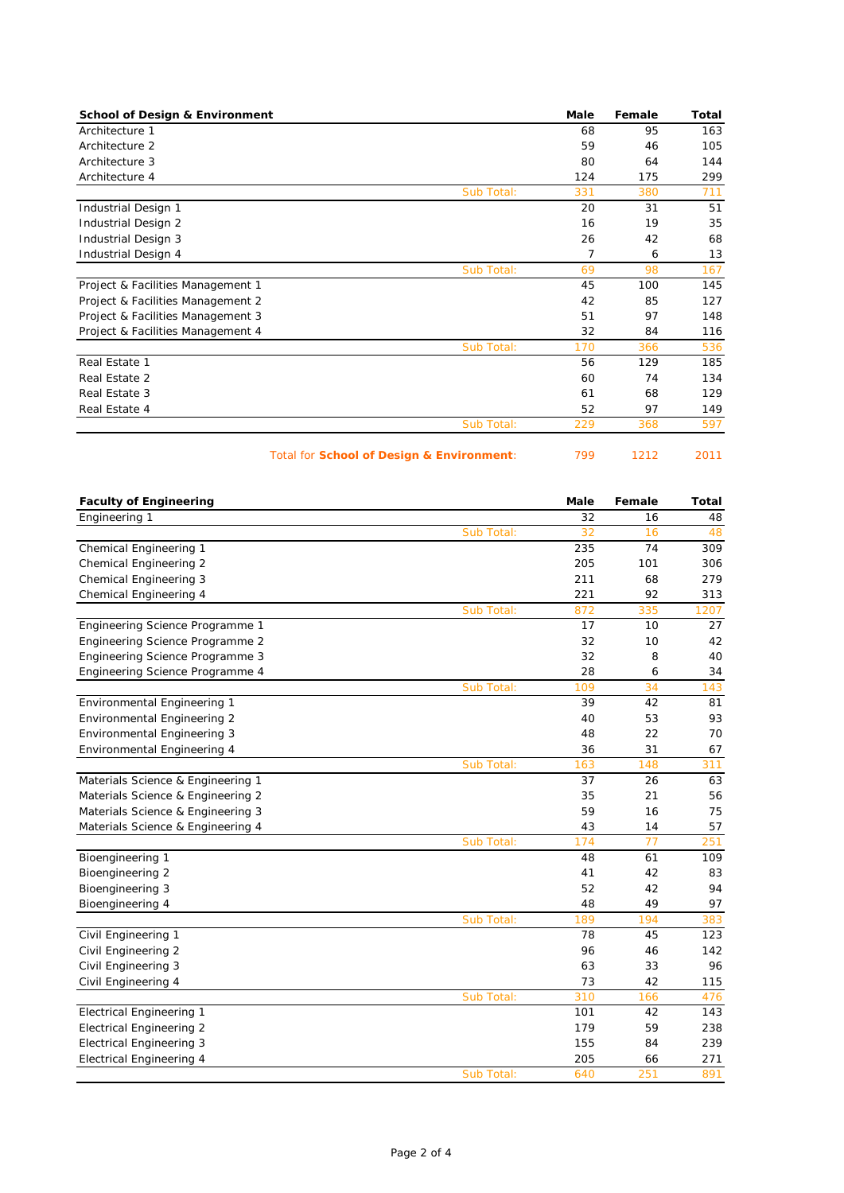| School of Design & Environment | | Male | Female | Total |
|---|---|---|---|---|
| Architecture 1 | | 68 | 95 | 163 |
| Architecture 2 | | 59 | 46 | 105 |
| Architecture 3 | | 80 | 64 | 144 |
| Architecture 4 | | 124 | 175 | 299 |
| | Sub Total: | 331 | 380 | 711 |
| Industrial Design 1 | | 20 | 31 | 51 |
| Industrial Design 2 | | 16 | 19 | 35 |
| Industrial Design 3 | | 26 | 42 | 68 |
| Industrial Design 4 | | 7 | 6 | 13 |
| | Sub Total: | 69 | 98 | 167 |
| Project & Facilities Management 1 | | 45 | 100 | 145 |
| Project & Facilities Management 2 | | 42 | 85 | 127 |
| Project & Facilities Management 3 | | 51 | 97 | 148 |
| Project & Facilities Management 4 | | 32 | 84 | 116 |
| | Sub Total: | 170 | 366 | 536 |
| Real Estate 1 | | 56 | 129 | 185 |
| Real Estate 2 | | 60 | 74 | 134 |
| Real Estate 3 | | 61 | 68 | 129 |
| Real Estate 4 | | 52 | 97 | 149 |
| | Sub Total: | 229 | 368 | 597 |
| | Total for **School of Design & Environment**: | 799 | 1212 | 2011 |

| Faculty of Engineering | | Male | Female | Total |
|---|---|---|---|---|
| Engineering 1 | | 32 | 16 | 48 |
| | Sub Total: | 32 | 16 | 48 |
| Chemical Engineering 1 | | 235 | 74 | 309 |
| Chemical Engineering 2 | | 205 | 101 | 306 |
| Chemical Engineering 3 | | 211 | 68 | 279 |
| Chemical Engineering 4 | | 221 | 92 | 313 |
| | Sub Total: | 872 | 335 | 1207 |
| Engineering Science Programme 1 | | 17 | 10 | 27 |
| Engineering Science Programme 2 | | 32 | 10 | 42 |
| Engineering Science Programme 3 | | 32 | 8 | 40 |
| Engineering Science Programme 4 | | 28 | 6 | 34 |
| | Sub Total: | 109 | 34 | 143 |
| Environmental Engineering 1 | | 39 | 42 | 81 |
| Environmental Engineering 2 | | 40 | 53 | 93 |
| Environmental Engineering 3 | | 48 | 22 | 70 |
| Environmental Engineering 4 | | 36 | 31 | 67 |
| | Sub Total: | 163 | 148 | 311 |
| Materials Science & Engineering 1 | | 37 | 26 | 63 |
| Materials Science & Engineering 2 | | 35 | 21 | 56 |
| Materials Science & Engineering 3 | | 59 | 16 | 75 |
| Materials Science & Engineering 4 | | 43 | 14 | 57 |
| | Sub Total: | 174 | 77 | 251 |
| Bioengineering 1 | | 48 | 61 | 109 |
| Bioengineering 2 | | 41 | 42 | 83 |
| Bioengineering 3 | | 52 | 42 | 94 |
| Bioengineering 4 | | 48 | 49 | 97 |
| | Sub Total: | 189 | 194 | 383 |
| Civil Engineering 1 | | 78 | 45 | 123 |
| Civil Engineering 2 | | 96 | 46 | 142 |
| Civil Engineering 3 | | 63 | 33 | 96 |
| Civil Engineering 4 | | 73 | 42 | 115 |
| | Sub Total: | 310 | 166 | 476 |
| Electrical Engineering 1 | | 101 | 42 | 143 |
| Electrical Engineering 2 | | 179 | 59 | 238 |
| Electrical Engineering 3 | | 155 | 84 | 239 |
| Electrical Engineering 4 | | 205 | 66 | 271 |
| | Sub Total: | 640 | 251 | 891 |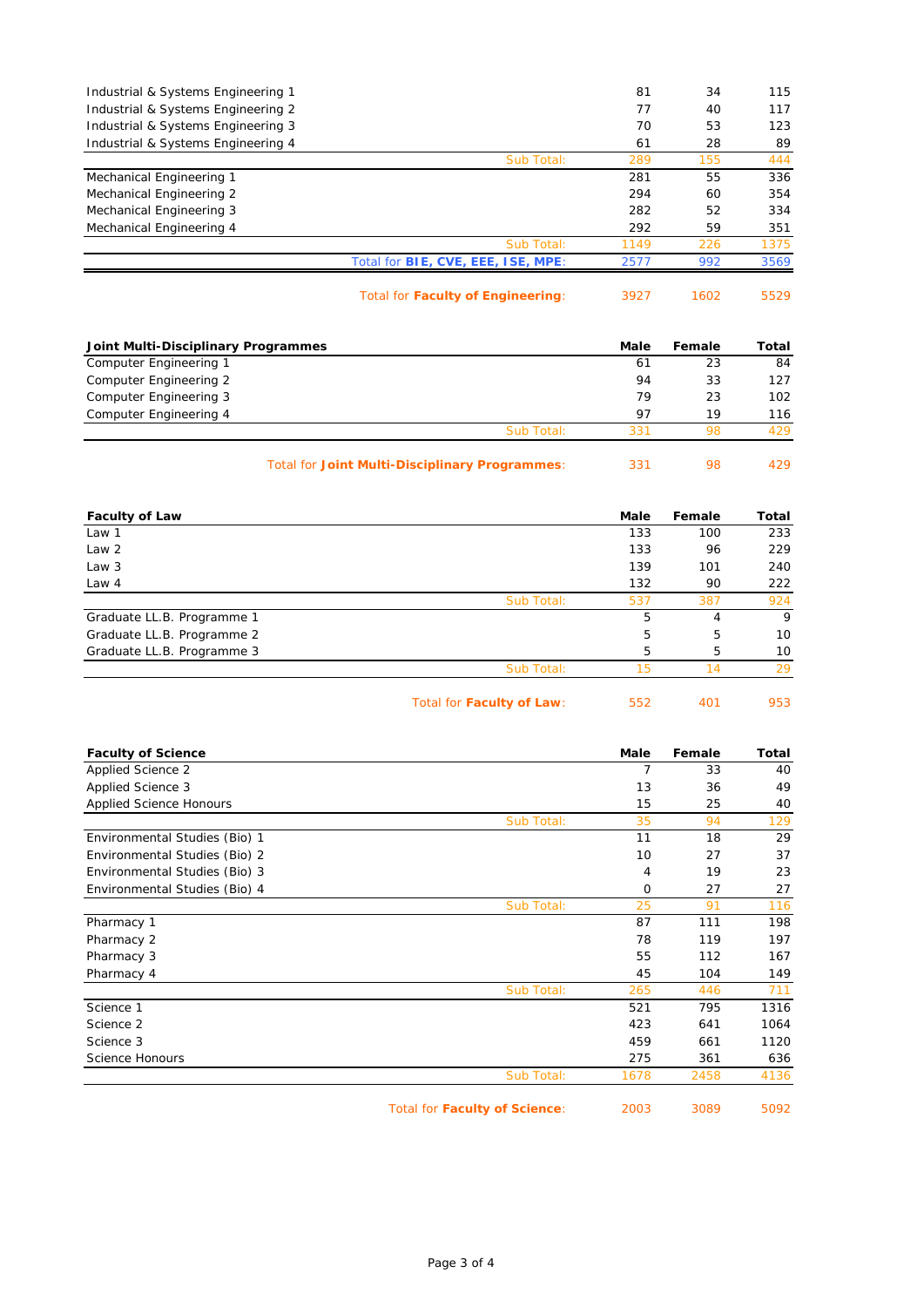| | Male | Female | Total |
|---|---|---|---|
| Industrial & Systems Engineering 1 | 81 | 34 | 115 |
| Industrial & Systems Engineering 2 | 77 | 40 | 117 |
| Industrial & Systems Engineering 3 | 70 | 53 | 123 |
| Industrial & Systems Engineering 4 | 61 | 28 | 89 |
| Sub Total: | 289 | 155 | 444 |
| Mechanical Engineering 1 | 281 | 55 | 336 |
| Mechanical Engineering 2 | 294 | 60 | 354 |
| Mechanical Engineering 3 | 282 | 52 | 334 |
| Mechanical Engineering 4 | 292 | 59 | 351 |
| Sub Total: | 1149 | 226 | 1375 |
| Total for **BIE, CVE, EEE, ISE, MPE**: | 2577 | 992 | 3569 |
| Total for **Faculty of Engineering**: | 3927 | 1602 | 5529 |

| Joint Multi-Disciplinary Programmes | Male | Female | Total |
|---|---|---|---|
| Computer Engineering 1 | 61 | 23 | 84 |
| Computer Engineering 2 | 94 | 33 | 127 |
| Computer Engineering 3 | 79 | 23 | 102 |
| Computer Engineering 4 | 97 | 19 | 116 |
| Sub Total: | 331 | 98 | 429 |
| Total for **Joint Multi-Disciplinary Programmes**: | 331 | 98 | 429 |

| Faculty of Law | Male | Female | Total |
|---|---|---|---|
| Law 1 | 133 | 100 | 233 |
| Law 2 | 133 | 96 | 229 |
| Law 3 | 139 | 101 | 240 |
| Law 4 | 132 | 90 | 222 |
| Sub Total: | 537 | 387 | 924 |
| Graduate LL.B. Programme 1 | 5 | 4 | 9 |
| Graduate LL.B. Programme 2 | 5 | 5 | 10 |
| Graduate LL.B. Programme 3 | 5 | 5 | 10 |
| Sub Total: | 15 | 14 | 29 |
| Total for **Faculty of Law**: | 552 | 401 | 953 |

| Faculty of Science | Male | Female | Total |
|---|---|---|---|
| Applied Science 2 | 7 | 33 | 40 |
| Applied Science 3 | 13 | 36 | 49 |
| Applied Science Honours | 15 | 25 | 40 |
| Sub Total: | 35 | 94 | 129 |
| Environmental Studies (Bio) 1 | 11 | 18 | 29 |
| Environmental Studies (Bio) 2 | 10 | 27 | 37 |
| Environmental Studies (Bio) 3 | 4 | 19 | 23 |
| Environmental Studies (Bio) 4 | 0 | 27 | 27 |
| Sub Total: | 25 | 91 | 116 |
| Pharmacy 1 | 87 | 111 | 198 |
| Pharmacy 2 | 78 | 119 | 197 |
| Pharmacy 3 | 55 | 112 | 167 |
| Pharmacy 4 | 45 | 104 | 149 |
| Sub Total: | 265 | 446 | 711 |
| Science 1 | 521 | 795 | 1316 |
| Science 2 | 423 | 641 | 1064 |
| Science 3 | 459 | 661 | 1120 |
| Science Honours | 275 | 361 | 636 |
| Sub Total: | 1678 | 2458 | 4136 |
| Total for **Faculty of Science**: | 2003 | 3089 | 5092 |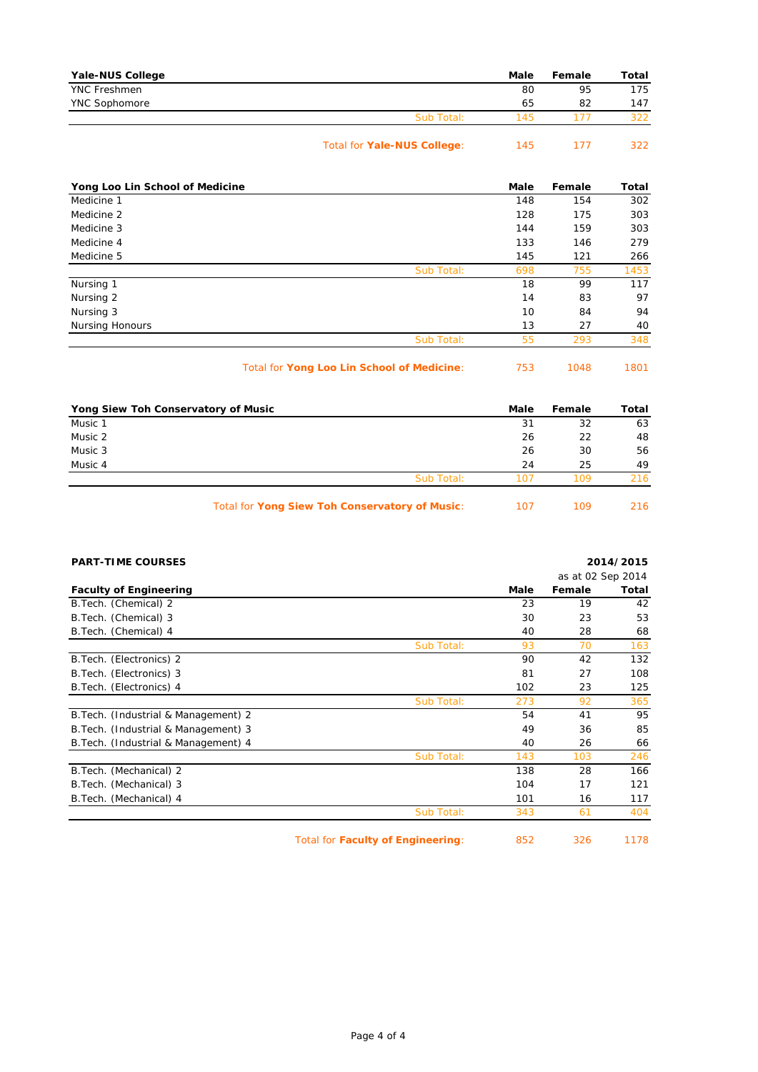| Yale-NUS College | Male | Female | Total |
|---|---|---|---|
| YNC Freshmen | 80 | 95 | 175 |
| YNC Sophomore | 65 | 82 | 147 |
| Sub Total: | 145 | 177 | 322 |
| Total for **Yale-NUS College**: | 145 | 177 | 322 |

| Yong Loo Lin School of Medicine | Male | Female | Total |
|---|---|---|---|
| Medicine 1 | 148 | 154 | 302 |
| Medicine 2 | 128 | 175 | 303 |
| Medicine 3 | 144 | 159 | 303 |
| Medicine 4 | 133 | 146 | 279 |
| Medicine 5 | 145 | 121 | 266 |
| Sub Total: | 698 | 755 | 1453 |
| Nursing 1 | 18 | 99 | 117 |
| Nursing 2 | 14 | 83 | 97 |
| Nursing 3 | 10 | 84 | 94 |
| Nursing Honours | 13 | 27 | 40 |
| Sub Total: | 55 | 293 | 348 |
| Total for **Yong Loo Lin School of Medicine**: | 753 | 1048 | 1801 |

| Yong Siew Toh Conservatory of Music | Male | Female | Total |
|---|---|---|---|
| Music 1 | 31 | 32 | 63 |
| Music 2 | 26 | 22 | 48 |
| Music 3 | 26 | 30 | 56 |
| Music 4 | 24 | 25 | 49 |
| Sub Total: | 107 | 109 | 216 |
| Total for **Yong Siew Toh Conservatory of Music**: | 107 | 109 | 216 |

**PART-TIME COURSES**

**2014/2015**

as at 02 Sep 2014

| Faculty of Engineering | Male | Female | Total |
|---|---|---|---|
| B.Tech. (Chemical) 2 | 23 | 19 | 42 |
| B.Tech. (Chemical) 3 | 30 | 23 | 53 |
| B.Tech. (Chemical) 4 | 40 | 28 | 68 |
| Sub Total: | 93 | 70 | 163 |
| B.Tech. (Electronics) 2 | 90 | 42 | 132 |
| B.Tech. (Electronics) 3 | 81 | 27 | 108 |
| B.Tech. (Electronics) 4 | 102 | 23 | 125 |
| Sub Total: | 273 | 92 | 365 |
| B.Tech. (Industrial & Management) 2 | 54 | 41 | 95 |
| B.Tech. (Industrial & Management) 3 | 49 | 36 | 85 |
| B.Tech. (Industrial & Management) 4 | 40 | 26 | 66 |
| Sub Total: | 143 | 103 | 246 |
| B.Tech. (Mechanical) 2 | 138 | 28 | 166 |
| B.Tech. (Mechanical) 3 | 104 | 17 | 121 |
| B.Tech. (Mechanical) 4 | 101 | 16 | 117 |
| Sub Total: | 343 | 61 | 404 |
| Total for **Faculty of Engineering**: | 852 | 326 | 1178 |